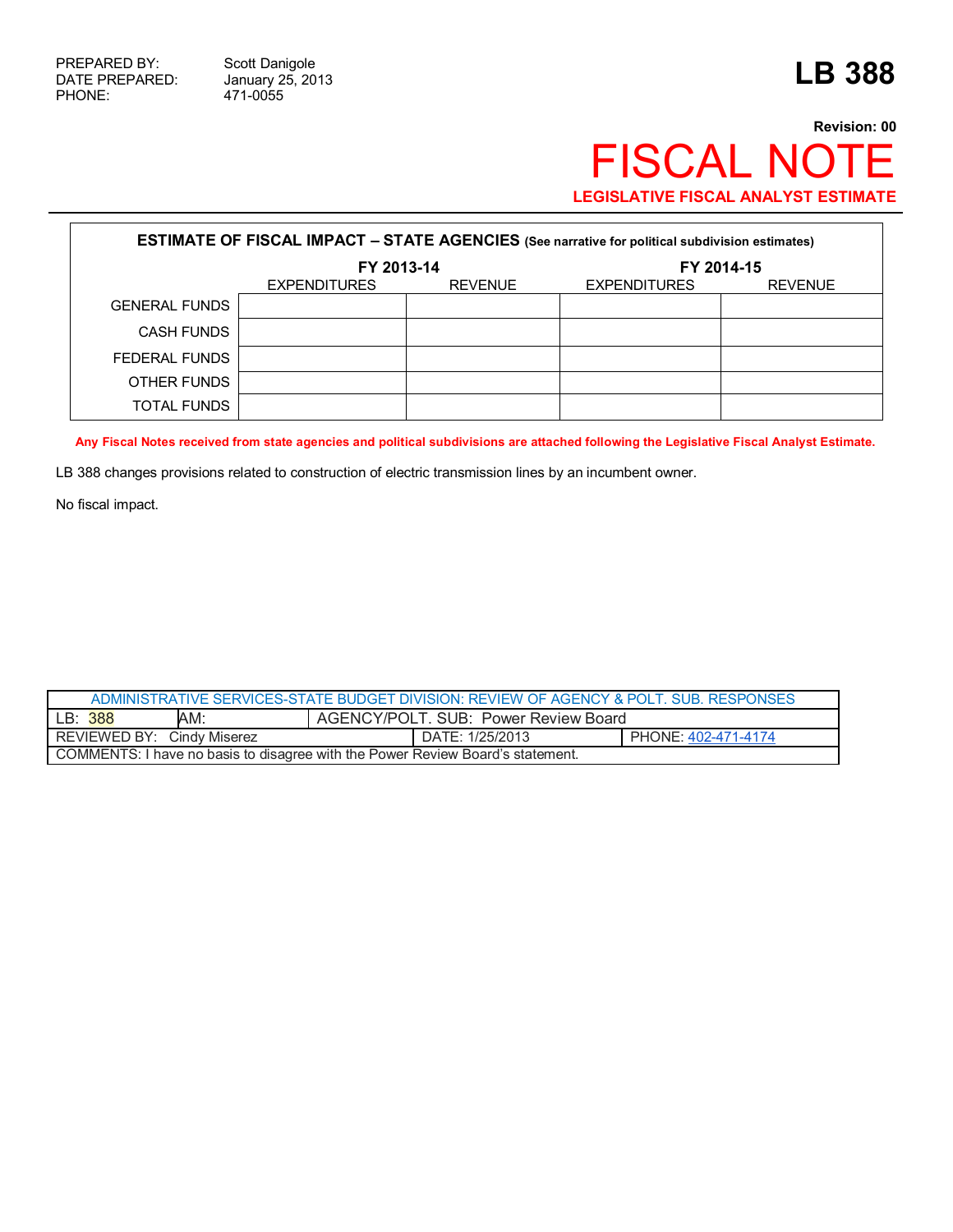PREPARED BY: Scott Danigole
DATE PREPARED: January 25, 2013
PHONE: 471-0055

# LB 388

**Revision: 00**

# FISCAL NOTE

**LEGISLATIVE FISCAL ANALYST ESTIMATE**

| ESTIMATE OF FISCAL IMPACT – STATE AGENCIES (See narrative for political subdivision estimates) | FY 2013-14 | | FY 2014-15 | |
|---|---|---|---|---|
| | EXPENDITURES | REVENUE | EXPENDITURES | REVENUE |
| GENERAL FUNDS | | | | |
| CASH FUNDS | | | | |
| FEDERAL FUNDS | | | | |
| OTHER FUNDS | | | | |
| TOTAL FUNDS | | | | |

**Any Fiscal Notes received from state agencies and political subdivisions are attached following the Legislative Fiscal Analyst Estimate.**

LB 388 changes provisions related to construction of electric transmission lines by an incumbent owner.

No fiscal impact.

| ADMINISTRATIVE SERVICES-STATE BUDGET DIVISION: REVIEW OF AGENCY & POLT. SUB. RESPONSES | | | |
|---|---|---|---|
| LB: 388 | AM: | AGENCY/POLT. SUB: Power Review Board | |
| REVIEWED BY: Cindy Miserez | | DATE: 1/25/2013 | PHONE: 402-471-4174 |
| COMMENTS: I have no basis to disagree with the Power Review Board's statement. | | | |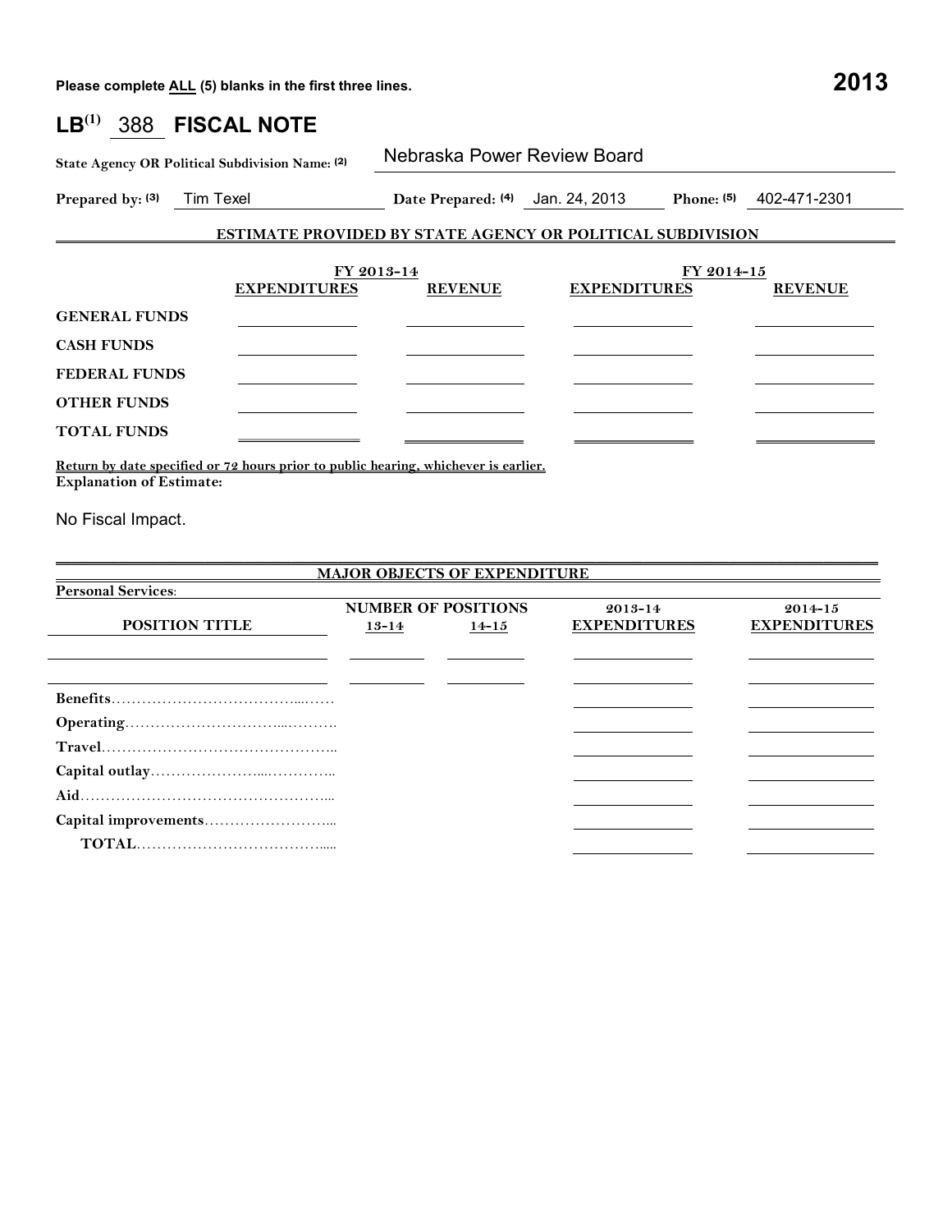Please complete ALL (5) blanks in the first three lines.

**2013**

# LB[1] 388 FISCAL NOTE

**State Agency OR Political Subdivision Name:** (2) Nebraska Power Review Board

**Prepared by:** (3) Tim Texel **Date Prepared:** (4) Jan. 24, 2013 **Phone:** (5) 402-471-2301

**ESTIMATE PROVIDED BY STATE AGENCY OR POLITICAL SUBDIVISION**

| | FY 2013-14 | | FY 2014-15 | |
|---|---|---|---|---|
| | **EXPENDITURES** | **REVENUE** | **EXPENDITURES** | **REVENUE** |
| **GENERAL FUNDS** | | | | |
| **CASH FUNDS** | | | | |
| **FEDERAL FUNDS** | | | | |
| **OTHER FUNDS** | | | | |
| **TOTAL FUNDS** | | | | |

**Return by date specified or 72 hours prior to public hearing, whichever is earlier.**

**Explanation of Estimate:**

No Fiscal Impact.

**MAJOR OBJECTS OF EXPENDITURE**

**Personal Services:**

| POSITION TITLE | NUMBER OF POSITIONS 13-14 | NUMBER OF POSITIONS 14-15 | 2013-14 EXPENDITURES | 2014-15 EXPENDITURES |
|---|---|---|---|---|
| | | | | |
| | | | | |
| **Benefits** | | | | |
| **Operating** | | | | |
| **Travel** | | | | |
| **Capital outlay** | | | | |
| **Aid** | | | | |
| **Capital improvements** | | | | |
| **TOTAL** | | | | |